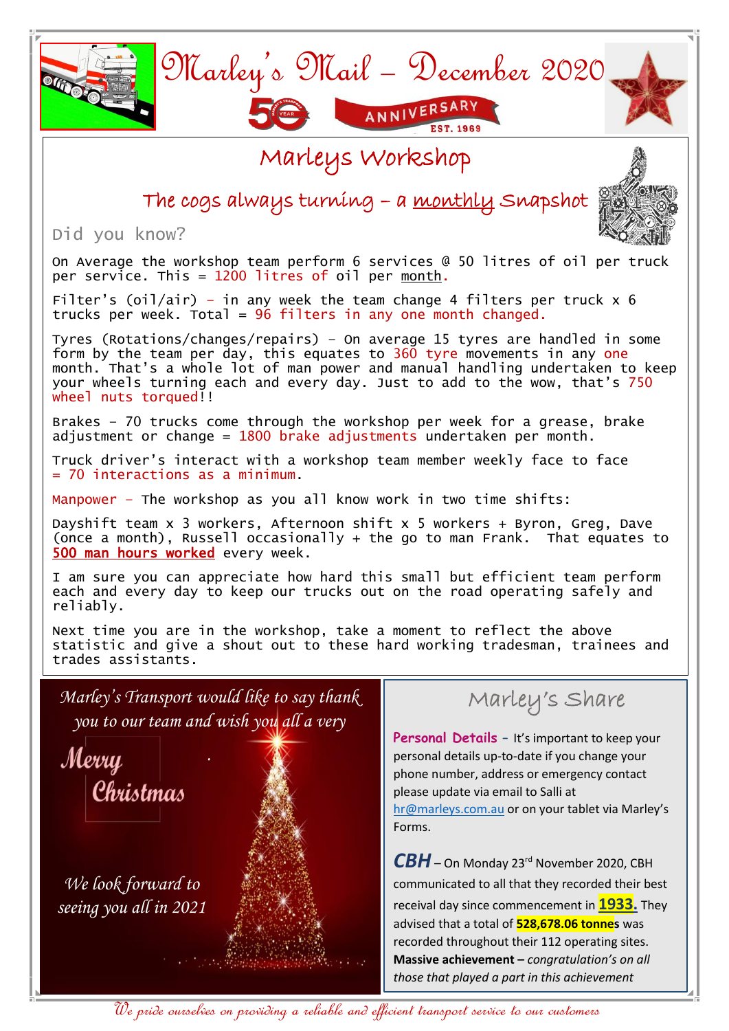# Marley's Mail – December 2020

50 YEAR ANNIVERSARY EST. 1969

## Marleys Workshop

### The cogs always turning – a monthly Snapshot

Did you know?

On Average the workshop team perform 6 services @ 50 litres of oil per truck per service. This = 1200 litres of oil per month.

Filter's (oil/air) – in any week the team change 4 filters per truck x 6 trucks per week. Total = 96 filters in any one month changed.

Tyres (Rotations/changes/repairs) – On average 15 tyres are handled in some form by the team per day, this equates to 360 tyre movements in any one month. That's a whole lot of man power and manual handling undertaken to keep your wheels turning each and every day. Just to add to the wow, that's 750 wheel nuts torqued!!

Brakes – 70 trucks come through the workshop per week for a grease, brake adjustment or change = 1800 brake adjustments undertaken per month.

Truck driver's interact with a workshop team member weekly face to face = 70 interactions as a minimum.

Manpower – The workshop as you all know work in two time shifts:

Dayshift team x 3 workers, Afternoon shift x 5 workers + Byron, Greg, Dave (once a month), Russell occasionally + the go to man Frank. That equates to **500 man hours worked** every week.

I am sure you can appreciate how hard this small but efficient team perform each and every day to keep our trucks out on the road operating safely and reliably.

Next time you are in the workshop, take a moment to reflect the above statistic and give a shout out to these hard working tradesman, trainees and trades assistants.

*Marley's Transport would like to say thank you to our team and wish you all a very*

*Merry Christmas*

*We look forward to seeing you all in 2021*

## Marley's Share

**Personal Details** – It's important to keep your personal details up-to-date if you change your phone number, address or emergency contact please update via email to Salli at hr@marleys.com.au or on your tablet via Marley's Forms.

**CBH** – On Monday 23rd November 2020, CBH communicated to all that they recorded their best receival day since commencement in **1933.** They advised that a total of **528,678.06 tonnes** was recorded throughout their 112 operating sites. **Massive achievement –** *congratulation's on all those that played a part in this achievement*

*We pride ourselves on providing a reliable and efficient transport service to our customers*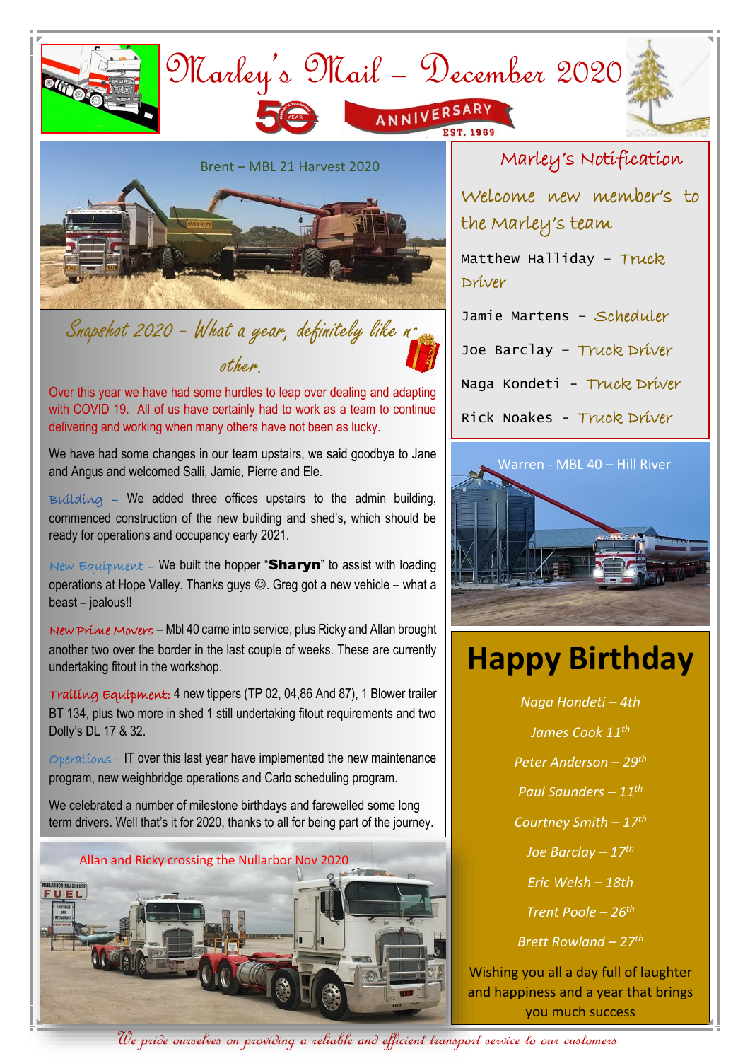# Marley's Mail – December 2020

50 YEAR ANNIVERSARY EST. 1969

Brent – MBL 21 Harvest 2020

## Snapshot 2020 - What a year, definitely like no other.

Over this year we have had some hurdles to leap over dealing and adapting with COVID 19. All of us have certainly had to work as a team to continue delivering and working when many others have not been as lucky.

We have had some changes in our team upstairs, we said goodbye to Jane and Angus and welcomed Salli, Jamie, Pierre and Ele.

Building – We added three offices upstairs to the admin building, commenced construction of the new building and shed's, which should be ready for operations and occupancy early 2021.

New Equipment – We built the hopper "**Sharyn**" to assist with loading operations at Hope Valley. Thanks guys ☺. Greg got a new vehicle – what a beast – jealous!!

New Prime Movers – Mbl 40 came into service, plus Ricky and Allan brought another two over the border in the last couple of weeks. These are currently undertaking fitout in the workshop.

Trailing Equipment: 4 new tippers (TP 02, 04,86 And 87), 1 Blower trailer BT 134, plus two more in shed 1 still undertaking fitout requirements and two Dolly's DL 17 & 32.

Operations - IT over this last year have implemented the new maintenance program, new weighbridge operations and Carlo scheduling program.

We celebrated a number of milestone birthdays and farewelled some long term drivers. Well that's it for 2020, thanks to all for being part of the journey.

Allan and Ricky crossing the Nullarbor Nov 2020

## Marley's Notification

### Welcome new member's to the Marley's team

Matthew Halliday – Truck Driver

Jamie Martens – Scheduler

Joe Barclay – Truck Driver

Naga Kondeti - Truck Driver

Rick Noakes - Truck Driver

Warren - MBL 40 – Hill River

## Happy Birthday

*Naga Hondeti – 4th*

*James Cook 11th*

*Peter Anderson – 29th*

*Paul Saunders – 11th*

*Courtney Smith – 17th*

*Joe Barclay – 17th*

*Eric Welsh – 18th*

*Trent Poole – 26th*

*Brett Rowland – 27th*

Wishing you all a day full of laughter and happiness and a year that brings you much success

*We pride ourselves on providing a reliable and efficient transport service to our customers*